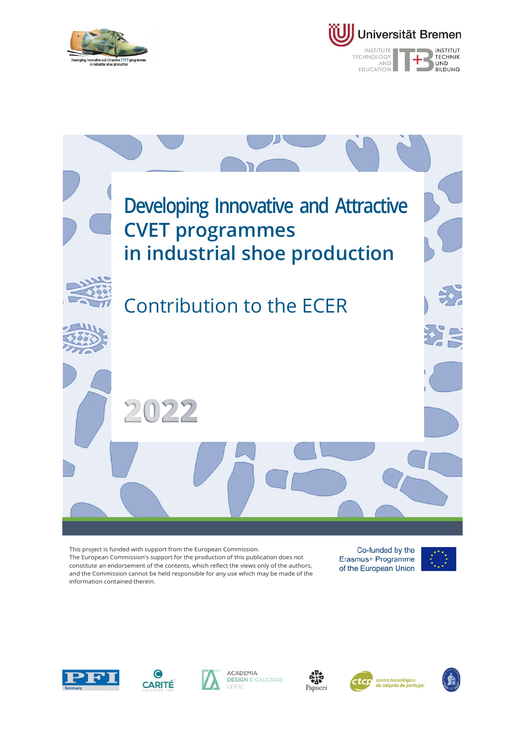Universität Bremen

INSTITUTE TECHNOLOGY AND EDUCATION — INSTITUT TECHNIK UND BILDUNG

# Developing Innovative and Attractive CVET programmes in industrial shoe production

## Contribution to the ECER

2022

This project is funded with support from the European Commission.
The European Commission's support for the production of this publication does not constitute an endorsement of the contents, which reflect the views only of the authors, and the Commission cannot be held responsible for any use which may be made of the information contained therein.

Co-funded by the Erasmus+ Programme of the European Union

PFI Germany — CARITÉ — ACADEMIA DESIGN E CALÇADO CFPIC — Papucei — ctcp centro tecnológico do calçado de portugal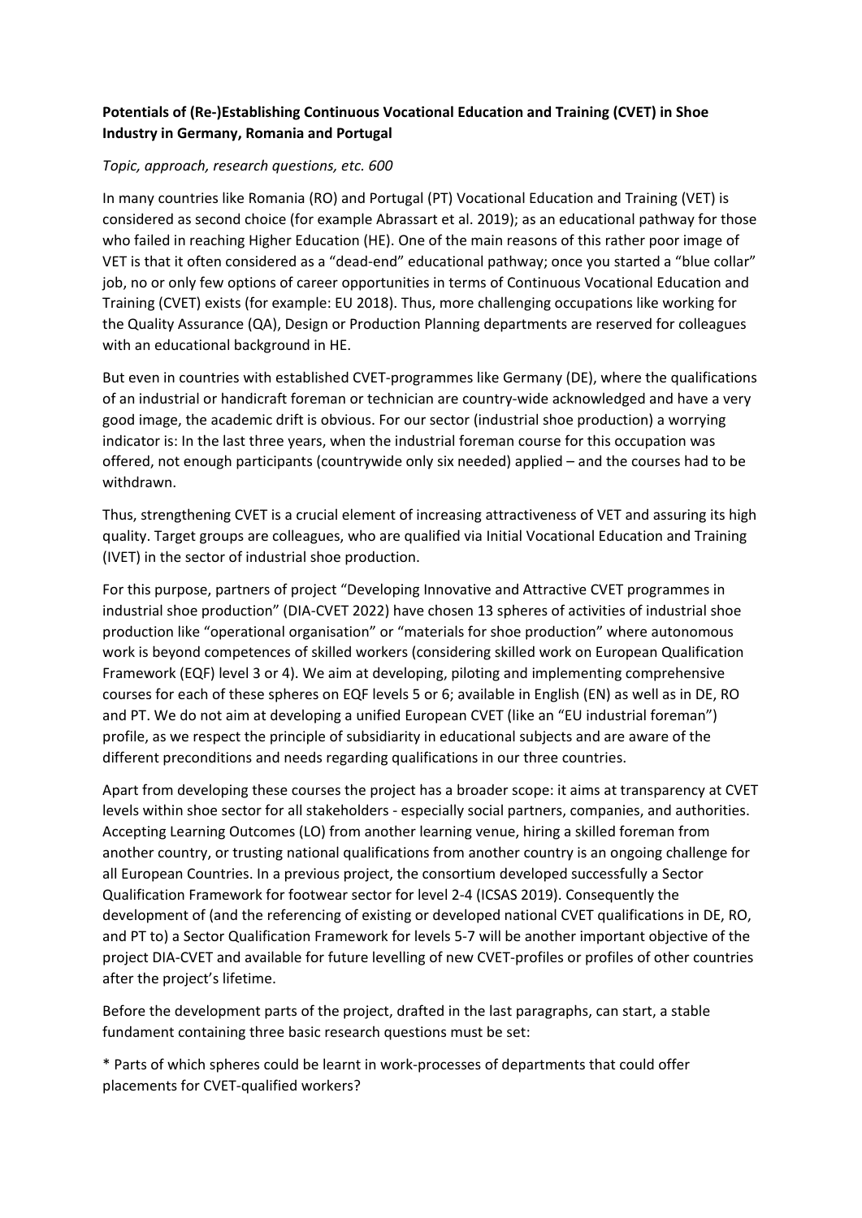**Potentials of (Re-)Establishing Continuous Vocational Education and Training (CVET) in Shoe Industry in Germany, Romania and Portugal**

*Topic, approach, research questions, etc. 600*

In many countries like Romania (RO) and Portugal (PT) Vocational Education and Training (VET) is considered as second choice (for example Abrassart et al. 2019); as an educational pathway for those who failed in reaching Higher Education (HE). One of the main reasons of this rather poor image of VET is that it often considered as a "dead-end" educational pathway; once you started a "blue collar" job, no or only few options of career opportunities in terms of Continuous Vocational Education and Training (CVET) exists (for example: EU 2018). Thus, more challenging occupations like working for the Quality Assurance (QA), Design or Production Planning departments are reserved for colleagues with an educational background in HE.

But even in countries with established CVET-programmes like Germany (DE), where the qualifications of an industrial or handicraft foreman or technician are country-wide acknowledged and have a very good image, the academic drift is obvious. For our sector (industrial shoe production) a worrying indicator is: In the last three years, when the industrial foreman course for this occupation was offered, not enough participants (countrywide only six needed) applied – and the courses had to be withdrawn.

Thus, strengthening CVET is a crucial element of increasing attractiveness of VET and assuring its high quality. Target groups are colleagues, who are qualified via Initial Vocational Education and Training (IVET) in the sector of industrial shoe production.

For this purpose, partners of project "Developing Innovative and Attractive CVET programmes in industrial shoe production" (DIA-CVET 2022) have chosen 13 spheres of activities of industrial shoe production like "operational organisation" or "materials for shoe production" where autonomous work is beyond competences of skilled workers (considering skilled work on European Qualification Framework (EQF) level 3 or 4). We aim at developing, piloting and implementing comprehensive courses for each of these spheres on EQF levels 5 or 6; available in English (EN) as well as in DE, RO and PT. We do not aim at developing a unified European CVET (like an "EU industrial foreman") profile, as we respect the principle of subsidiarity in educational subjects and are aware of the different preconditions and needs regarding qualifications in our three countries.

Apart from developing these courses the project has a broader scope: it aims at transparency at CVET levels within shoe sector for all stakeholders - especially social partners, companies, and authorities. Accepting Learning Outcomes (LO) from another learning venue, hiring a skilled foreman from another country, or trusting national qualifications from another country is an ongoing challenge for all European Countries. In a previous project, the consortium developed successfully a Sector Qualification Framework for footwear sector for level 2-4 (ICSAS 2019). Consequently the development of (and the referencing of existing or developed national CVET qualifications in DE, RO, and PT to) a Sector Qualification Framework for levels 5-7 will be another important objective of the project DIA-CVET and available for future levelling of new CVET-profiles or profiles of other countries after the project's lifetime.

Before the development parts of the project, drafted in the last paragraphs, can start, a stable fundament containing three basic research questions must be set:

* Parts of which spheres could be learnt in work-processes of departments that could offer placements for CVET-qualified workers?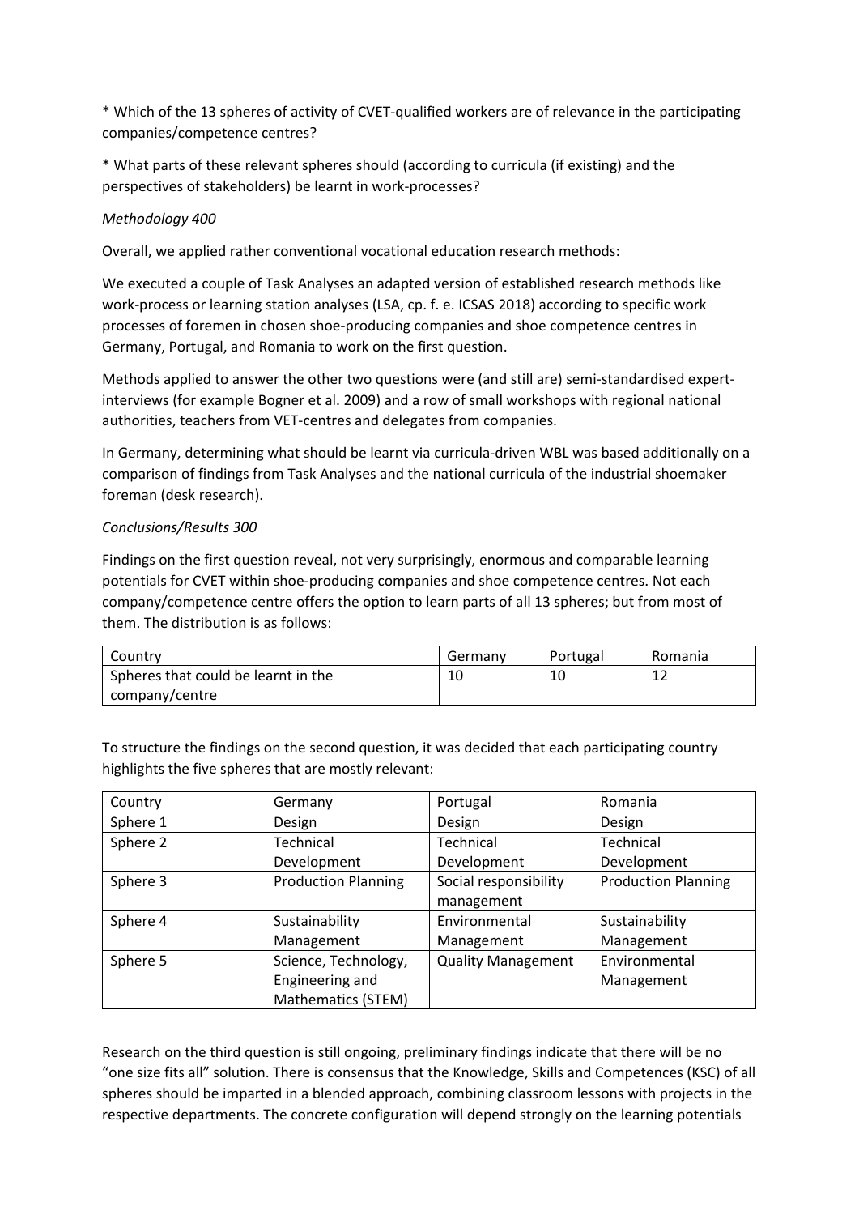* Which of the 13 spheres of activity of CVET-qualified workers are of relevance in the participating companies/competence centres?

* What parts of these relevant spheres should (according to curricula (if existing) and the perspectives of stakeholders) be learnt in work-processes?

*Methodology 400*

Overall, we applied rather conventional vocational education research methods:

We executed a couple of Task Analyses an adapted version of established research methods like work-process or learning station analyses (LSA, cp. f. e. ICSAS 2018) according to specific work processes of foremen in chosen shoe-producing companies and shoe competence centres in Germany, Portugal, and Romania to work on the first question.

Methods applied to answer the other two questions were (and still are) semi-standardised expert-interviews (for example Bogner et al. 2009) and a row of small workshops with regional national authorities, teachers from VET-centres and delegates from companies.

In Germany, determining what should be learnt via curricula-driven WBL was based additionally on a comparison of findings from Task Analyses and the national curricula of the industrial shoemaker foreman (desk research).

*Conclusions/Results 300*

Findings on the first question reveal, not very surprisingly, enormous and comparable learning potentials for CVET within shoe-producing companies and shoe competence centres. Not each company/competence centre offers the option to learn parts of all 13 spheres; but from most of them. The distribution is as follows:

| Country | Germany | Portugal | Romania |
|---|---|---|---|
| Spheres that could be learnt in the company/centre | 10 | 10 | 12 |

To structure the findings on the second question, it was decided that each participating country highlights the five spheres that are mostly relevant:

| Country | Germany | Portugal | Romania |
|---|---|---|---|
| Sphere 1 | Design | Design | Design |
| Sphere 2 | Technical Development | Technical Development | Technical Development |
| Sphere 3 | Production Planning | Social responsibility management | Production Planning |
| Sphere 4 | Sustainability Management | Environmental Management | Sustainability Management |
| Sphere 5 | Science, Technology, Engineering and Mathematics (STEM) | Quality Management | Environmental Management |

Research on the third question is still ongoing, preliminary findings indicate that there will be no "one size fits all" solution. There is consensus that the Knowledge, Skills and Competences (KSC) of all spheres should be imparted in a blended approach, combining classroom lessons with projects in the respective departments. The concrete configuration will depend strongly on the learning potentials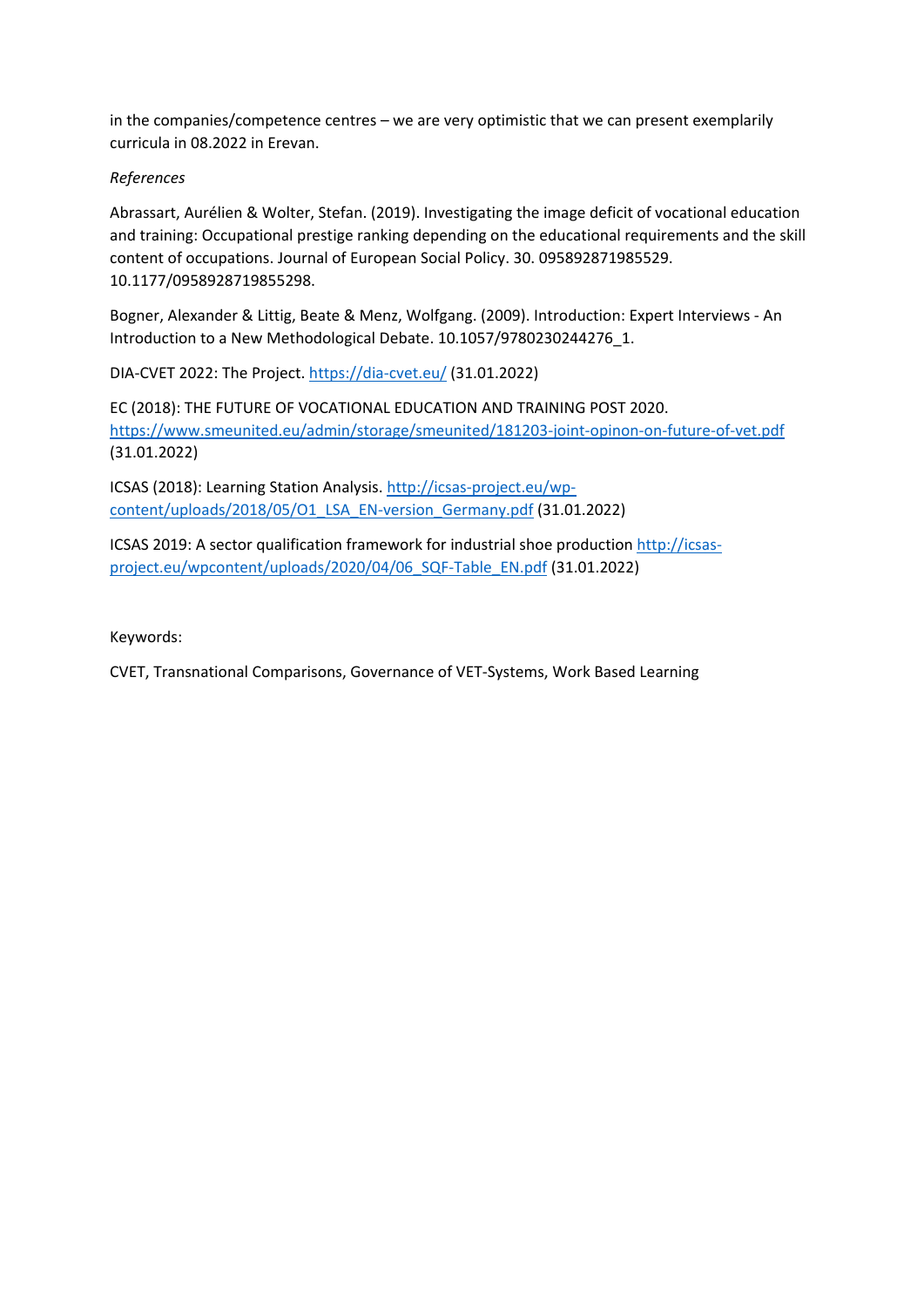in the companies/competence centres – we are very optimistic that we can present exemplarily curricula in 08.2022 in Erevan.

*References*

Abrassart, Aurélien & Wolter, Stefan. (2019). Investigating the image deficit of vocational education and training: Occupational prestige ranking depending on the educational requirements and the skill content of occupations. Journal of European Social Policy. 30. 095892871985529. 10.1177/0958928719855298.

Bogner, Alexander & Littig, Beate & Menz, Wolfgang. (2009). Introduction: Expert Interviews - An Introduction to a New Methodological Debate. 10.1057/9780230244276_1.

DIA-CVET 2022: The Project. https://dia-cvet.eu/ (31.01.2022)

EC (2018): THE FUTURE OF VOCATIONAL EDUCATION AND TRAINING POST 2020. https://www.smeunited.eu/admin/storage/smeunited/181203-joint-opinon-on-future-of-vet.pdf (31.01.2022)

ICSAS (2018): Learning Station Analysis. http://icsas-project.eu/wp-content/uploads/2018/05/O1_LSA_EN-version_Germany.pdf (31.01.2022)

ICSAS 2019: A sector qualification framework for industrial shoe production http://icsas-project.eu/wpcontent/uploads/2020/04/06_SQF-Table_EN.pdf (31.01.2022)

Keywords:

CVET, Transnational Comparisons, Governance of VET-Systems, Work Based Learning